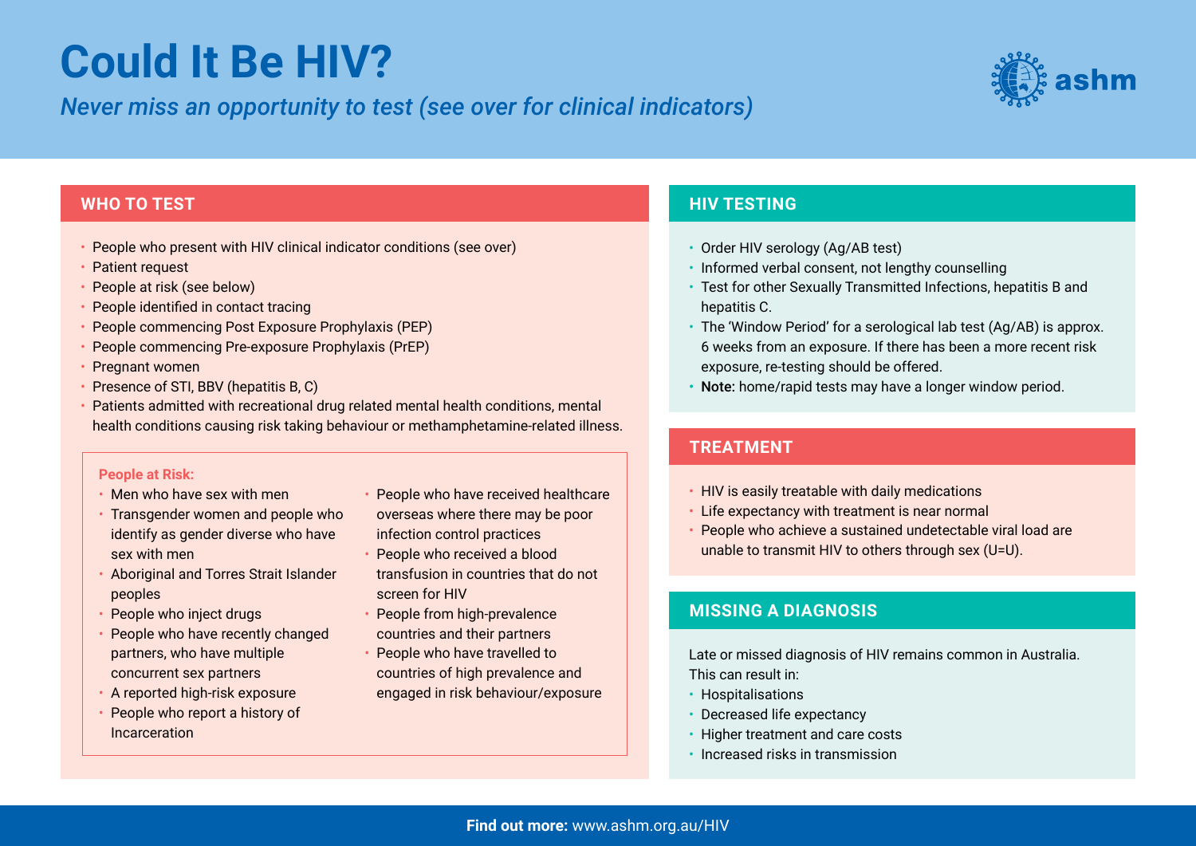# Could It Be HIV?

*Never miss an opportunity to test (see over for clinical indicators)*

ashm

## WHO TO TEST

- People who present with HIV clinical indicator conditions (see over)
- Patient request
- People at risk (see below)
- People identified in contact tracing
- People commencing Post Exposure Prophylaxis (PEP)
- People commencing Pre-exposure Prophylaxis (PrEP)
- Pregnant women
- Presence of STI, BBV (hepatitis B, C)
- Patients admitted with recreational drug related mental health conditions, mental health conditions causing risk taking behaviour or methamphetamine-related illness.

### People at Risk:

- Men who have sex with men
- Transgender women and people who identify as gender diverse who have sex with men
- Aboriginal and Torres Strait Islander peoples
- People who inject drugs
- People who have recently changed partners, who have multiple concurrent sex partners
- A reported high-risk exposure
- People who report a history of Incarceration
- People who have received healthcare overseas where there may be poor infection control practices
- People who received a blood transfusion in countries that do not screen for HIV
- People from high-prevalence countries and their partners
- People who have travelled to countries of high prevalence and engaged in risk behaviour/exposure

## HIV TESTING

- Order HIV serology (Ag/AB test)
- Informed verbal consent, not lengthy counselling
- Test for other Sexually Transmitted Infections, hepatitis B and hepatitis C.
- The 'Window Period' for a serological lab test (Ag/AB) is approx. 6 weeks from an exposure. If there has been a more recent risk exposure, re-testing should be offered.
- **Note:** home/rapid tests may have a longer window period.

## TREATMENT

- HIV is easily treatable with daily medications
- Life expectancy with treatment is near normal
- People who achieve a sustained undetectable viral load are unable to transmit HIV to others through sex (U=U).

## MISSING A DIAGNOSIS

Late or missed diagnosis of HIV remains common in Australia. This can result in:

- Hospitalisations
- Decreased life expectancy
- Higher treatment and care costs
- Increased risks in transmission

**Find out more:** www.ashm.org.au/HIV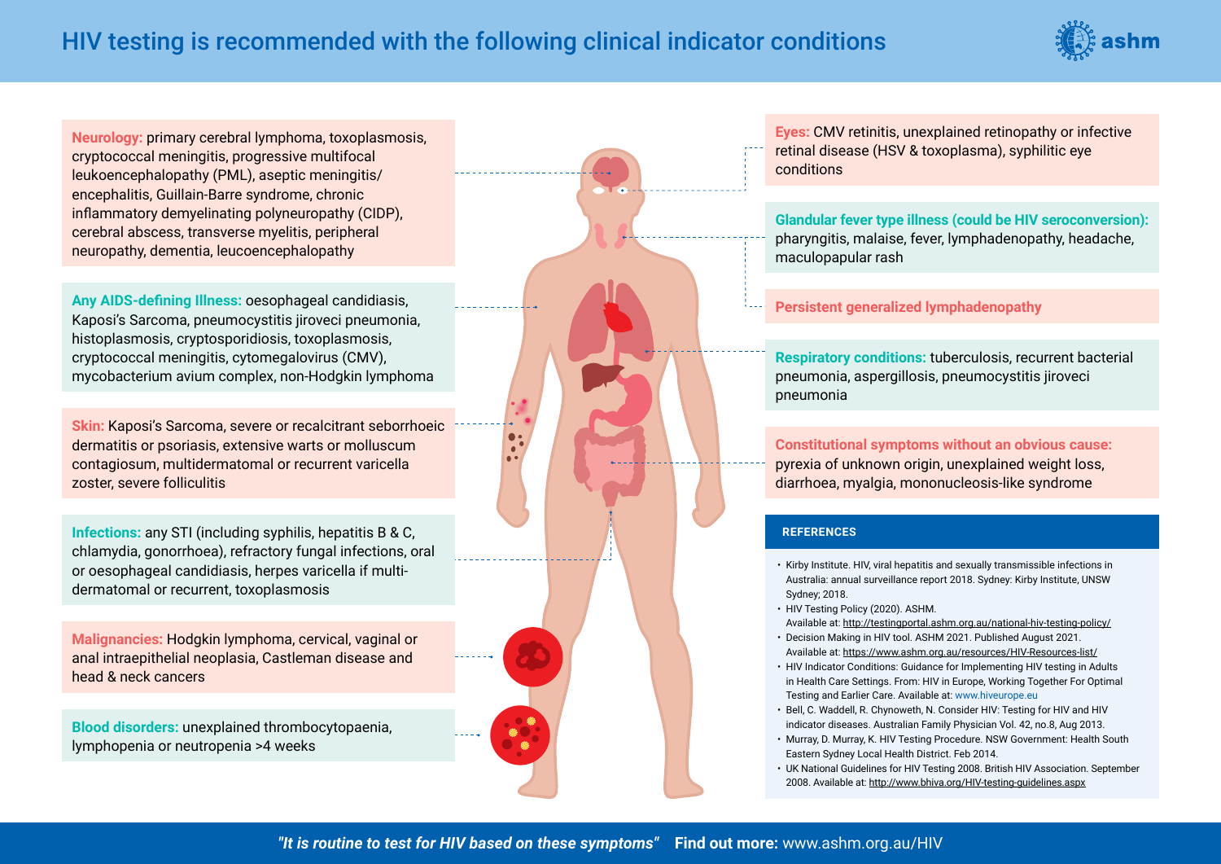# HIV testing is recommended with the following clinical indicator conditions

**Neurology:** primary cerebral lymphoma, toxoplasmosis, cryptococcal meningitis, progressive multifocal leukoencephalopathy (PML), aseptic meningitis/encephalitis, Guillain-Barre syndrome, chronic inflammatory demyelinating polyneuropathy (CIDP), cerebral abscess, transverse myelitis, peripheral neuropathy, dementia, leucoencephalopathy

**Any AIDS-defining Illness:** oesophageal candidiasis, Kaposi's Sarcoma, pneumocystitis jiroveci pneumonia, histoplasmosis, cryptosporidiosis, toxoplasmosis, cryptococcal meningitis, cytomegalovirus (CMV), mycobacterium avium complex, non-Hodgkin lymphoma

**Skin:** Kaposi's Sarcoma, severe or recalcitrant seborrhoeic dermatitis or psoriasis, extensive warts or molluscum contagiosum, multidermatomal or recurrent varicella zoster, severe folliculitis

**Infections:** any STI (including syphilis, hepatitis B & C, chlamydia, gonorrhoea), refractory fungal infections, oral or oesophageal candidiasis, herpes varicella if multi-dermatomal or recurrent, toxoplasmosis

**Malignancies:** Hodgkin lymphoma, cervical, vaginal or anal intraepithelial neoplasia, Castleman disease and head & neck cancers

**Blood disorders:** unexplained thrombocytopaenia, lymphopenia or neutropenia >4 weeks

**Eyes:** CMV retinitis, unexplained retinopathy or infective retinal disease (HSV & toxoplasma), syphilitic eye conditions

**Glandular fever type illness (could be HIV seroconversion):** pharyngitis, malaise, fever, lymphadenopathy, headache, maculopapular rash

**Persistent generalized lymphadenopathy**

**Respiratory conditions:** tuberculosis, recurrent bacterial pneumonia, aspergillosis, pneumocystitis jiroveci pneumonia

**Constitutional symptoms without an obvious cause:** pyrexia of unknown origin, unexplained weight loss, diarrhoea, myalgia, mononucleosis-like syndrome

## REFERENCES

- Kirby Institute. HIV, viral hepatitis and sexually transmissible infections in Australia: annual surveillance report 2018. Sydney: Kirby Institute, UNSW Sydney; 2018.
- HIV Testing Policy (2020). ASHM. Available at: http://testingportal.ashm.org.au/national-hiv-testing-policy/
- Decision Making in HIV tool. ASHM 2021. Published August 2021. Available at: https://www.ashm.org.au/resources/HIV-Resources-list/
- HIV Indicator Conditions: Guidance for Implementing HIV testing in Adults in Health Care Settings. From: HIV in Europe, Working Together For Optimal Testing and Earlier Care. Available at: www.hiveurope.eu
- Bell, C. Waddell, R. Chynoweth, N. Consider HIV: Testing for HIV and HIV indicator diseases. Australian Family Physician Vol. 42, no.8, Aug 2013.
- Murray, D. Murray, K. HIV Testing Procedure. NSW Government: Health South Eastern Sydney Local Health District. Feb 2014.
- UK National Guidelines for HIV Testing 2008. British HIV Association. September 2008. Available at: http://www.bhiva.org/HIV-testing-guidelines.aspx

*"It is routine to test for HIV based on these symptoms"* **Find out more:** www.ashm.org.au/HIV